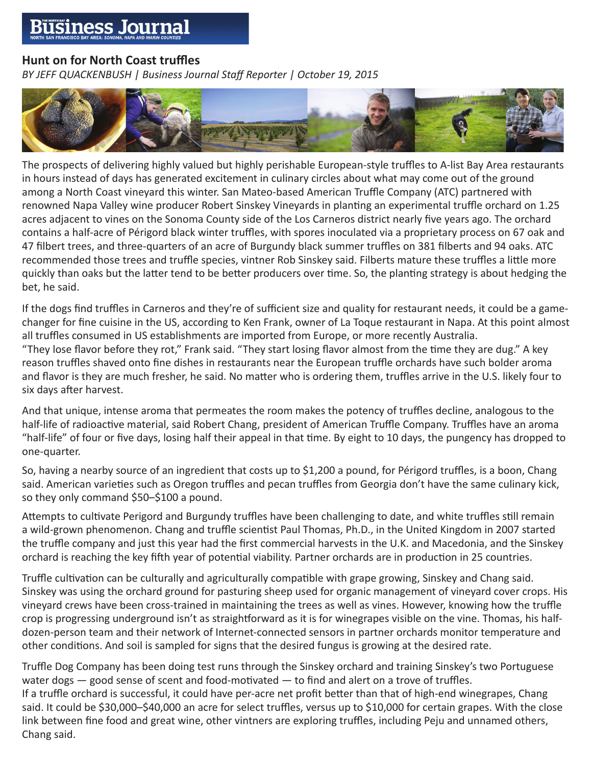# Hunt on for North Coast truffles

*BY JEFF QUACKENBUSH | Business Journal Staff Reporter | October 19, 2015*

The prospects of delivering highly valued but highly perishable European-style truffles to A-list Bay Area restaurants in hours instead of days has generated excitement in culinary circles about what may come out of the ground among a North Coast vineyard this winter. San Mateo-based American Truffle Company (ATC) partnered with renowned Napa Valley wine producer Robert Sinskey Vineyards in planting an experimental truffle orchard on 1.25 acres adjacent to vines on the Sonoma County side of the Los Carneros district nearly five years ago. The orchard contains a half-acre of Périgord black winter truffles, with spores inoculated via a proprietary process on 67 oak and 47 filbert trees, and three-quarters of an acre of Burgundy black summer truffles on 381 filberts and 94 oaks. ATC recommended those trees and truffle species, vintner Rob Sinskey said. Filberts mature these truffles a little more quickly than oaks but the latter tend to be better producers over time. So, the planting strategy is about hedging the bet, he said.

If the dogs find truffles in Carneros and they're of sufficient size and quality for restaurant needs, it could be a game-changer for fine cuisine in the US, according to Ken Frank, owner of La Toque restaurant in Napa. At this point almost all truffles consumed in US establishments are imported from Europe, or more recently Australia.
"They lose flavor before they rot," Frank said. "They start losing flavor almost from the time they are dug." A key reason truffles shaved onto fine dishes in restaurants near the European truffle orchards have such bolder aroma and flavor is they are much fresher, he said. No matter who is ordering them, truffles arrive in the U.S. likely four to six days after harvest.

And that unique, intense aroma that permeates the room makes the potency of truffles decline, analogous to the half-life of radioactive material, said Robert Chang, president of American Truffle Company. Truffles have an aroma "half-life" of four or five days, losing half their appeal in that time. By eight to 10 days, the pungency has dropped to one-quarter.

So, having a nearby source of an ingredient that costs up to $1,200 a pound, for Périgord truffles, is a boon, Chang said. American varieties such as Oregon truffles and pecan truffles from Georgia don't have the same culinary kick, so they only command $50–$100 a pound.

Attempts to cultivate Perigord and Burgundy truffles have been challenging to date, and white truffles still remain a wild-grown phenomenon. Chang and truffle scientist Paul Thomas, Ph.D., in the United Kingdom in 2007 started the truffle company and just this year had the first commercial harvests in the U.K. and Macedonia, and the Sinskey orchard is reaching the key fifth year of potential viability. Partner orchards are in production in 25 countries.

Truffle cultivation can be culturally and agriculturally compatible with grape growing, Sinskey and Chang said. Sinskey was using the orchard ground for pasturing sheep used for organic management of vineyard cover crops. His vineyard crews have been cross-trained in maintaining the trees as well as vines. However, knowing how the truffle crop is progressing underground isn't as straightforward as it is for winegrapes visible on the vine. Thomas, his half-dozen-person team and their network of Internet-connected sensors in partner orchards monitor temperature and other conditions. And soil is sampled for signs that the desired fungus is growing at the desired rate.

Truffle Dog Company has been doing test runs through the Sinskey orchard and training Sinskey's two Portuguese water dogs — good sense of scent and food-motivated — to find and alert on a trove of truffles.
If a truffle orchard is successful, it could have per-acre net profit better than that of high-end winegrapes, Chang said. It could be $30,000–$40,000 an acre for select truffles, versus up to $10,000 for certain grapes. With the close link between fine food and great wine, other vintners are exploring truffles, including Peju and unnamed others, Chang said.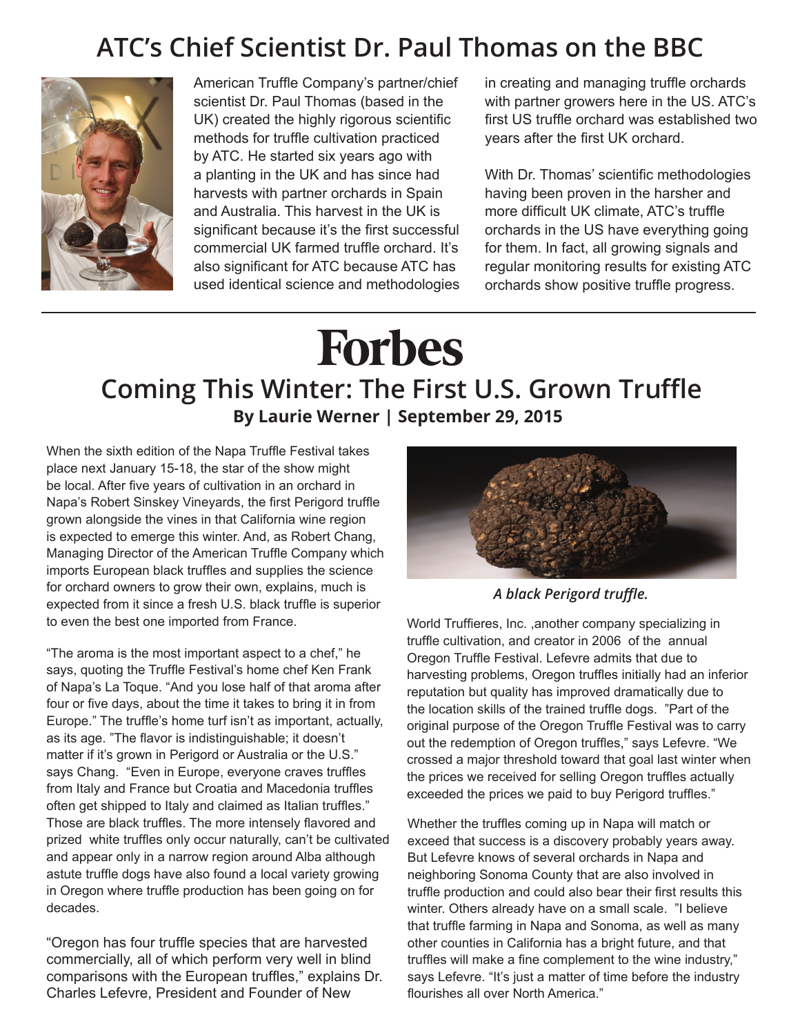## ATC's Chief Scientist Dr. Paul Thomas on the BBC

American Truffle Company's partner/chief scientist Dr. Paul Thomas (based in the UK) created the highly rigorous scientific methods for truffle cultivation practiced by ATC. He started six years ago with a planting in the UK and has since had harvests with partner orchards in Spain and Australia. This harvest in the UK is significant because it's the first successful commercial UK farmed truffle orchard. It's also significant for ATC because ATC has used identical science and methodologies in creating and managing truffle orchards with partner growers here in the US. ATC's first US truffle orchard was established two years after the first UK orchard.

With Dr. Thomas' scientific methodologies having been proven in the harsher and more difficult UK climate, ATC's truffle orchards in the US have everything going for them. In fact, all growing signals and regular monitoring results for existing ATC orchards show positive truffle progress.

---

# Forbes

## Coming This Winter: The First U.S. Grown Truffle

**By Laurie Werner | September 29, 2015**

When the sixth edition of the Napa Truffle Festival takes place next January 15-18, the star of the show might be local. After five years of cultivation in an orchard in Napa's Robert Sinskey Vineyards, the first Perigord truffle grown alongside the vines in that California wine region is expected to emerge this winter. And, as Robert Chang, Managing Director of the American Truffle Company which imports European black truffles and supplies the science for orchard owners to grow their own, explains, much is expected from it since a fresh U.S. black truffle is superior to even the best one imported from France.

"The aroma is the most important aspect to a chef," he says, quoting the Truffle Festival's home chef Ken Frank of Napa's La Toque. "And you lose half of that aroma after four or five days, about the time it takes to bring it in from Europe." The truffle's home turf isn't as important, actually, as its age. "The flavor is indistinguishable; it doesn't matter if it's grown in Perigord or Australia or the U.S." says Chang. "Even in Europe, everyone craves truffles from Italy and France but Croatia and Macedonia truffles often get shipped to Italy and claimed as Italian truffles." Those are black truffles. The more intensely flavored and prized white truffles only occur naturally, can't be cultivated and appear only in a narrow region around Alba although astute truffle dogs have also found a local variety growing in Oregon where truffle production has been going on for decades.

"Oregon has four truffle species that are harvested commercially, all of which perform very well in blind comparisons with the European truffles," explains Dr. Charles Lefevre, President and Founder of New World Truffieres, Inc. ,another company specializing in truffle cultivation, and creator in 2006 of the annual Oregon Truffle Festival. Lefevre admits that due to harvesting problems, Oregon truffles initially had an inferior reputation but quality has improved dramatically due to the location skills of the trained truffle dogs. "Part of the original purpose of the Oregon Truffle Festival was to carry out the redemption of Oregon truffles," says Lefevre. "We crossed a major threshold toward that goal last winter when the prices we received for selling Oregon truffles actually exceeded the prices we paid to buy Perigord truffles."

*A black Perigord truffle.*

Whether the truffles coming up in Napa will match or exceed that success is a discovery probably years away. But Lefevre knows of several orchards in Napa and neighboring Sonoma County that are also involved in truffle production and could also bear their first results this winter. Others already have on a small scale. "I believe that truffle farming in Napa and Sonoma, as well as many other counties in California has a bright future, and that truffles will make a fine complement to the wine industry," says Lefevre. "It's just a matter of time before the industry flourishes all over North America."